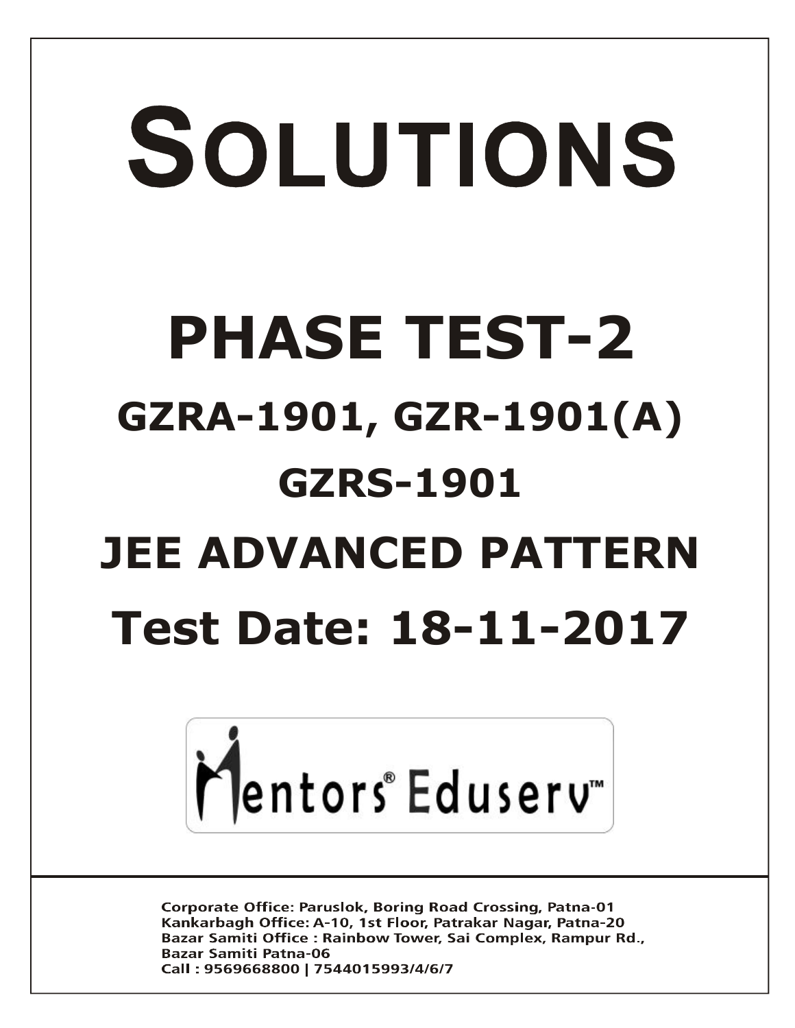# SOLUTIONS

# PHASE TEST-2

## GZRA-1901, GZR-1901(A)

## GZRS-1901

## JEE ADVANCED PATTERN

## Test Date: 18-11-2017

Mentors® Eduserv™

Corporate Office: Paruslok, Boring Road Crossing, Patna-01
Kankarbagh Office: A-10, 1st Floor, Patrakar Nagar, Patna-20
Bazar Samiti Office : Rainbow Tower, Sai Complex, Rampur Rd., Bazar Samiti Patna-06
Call : 9569668800 | 7544015993/4/6/7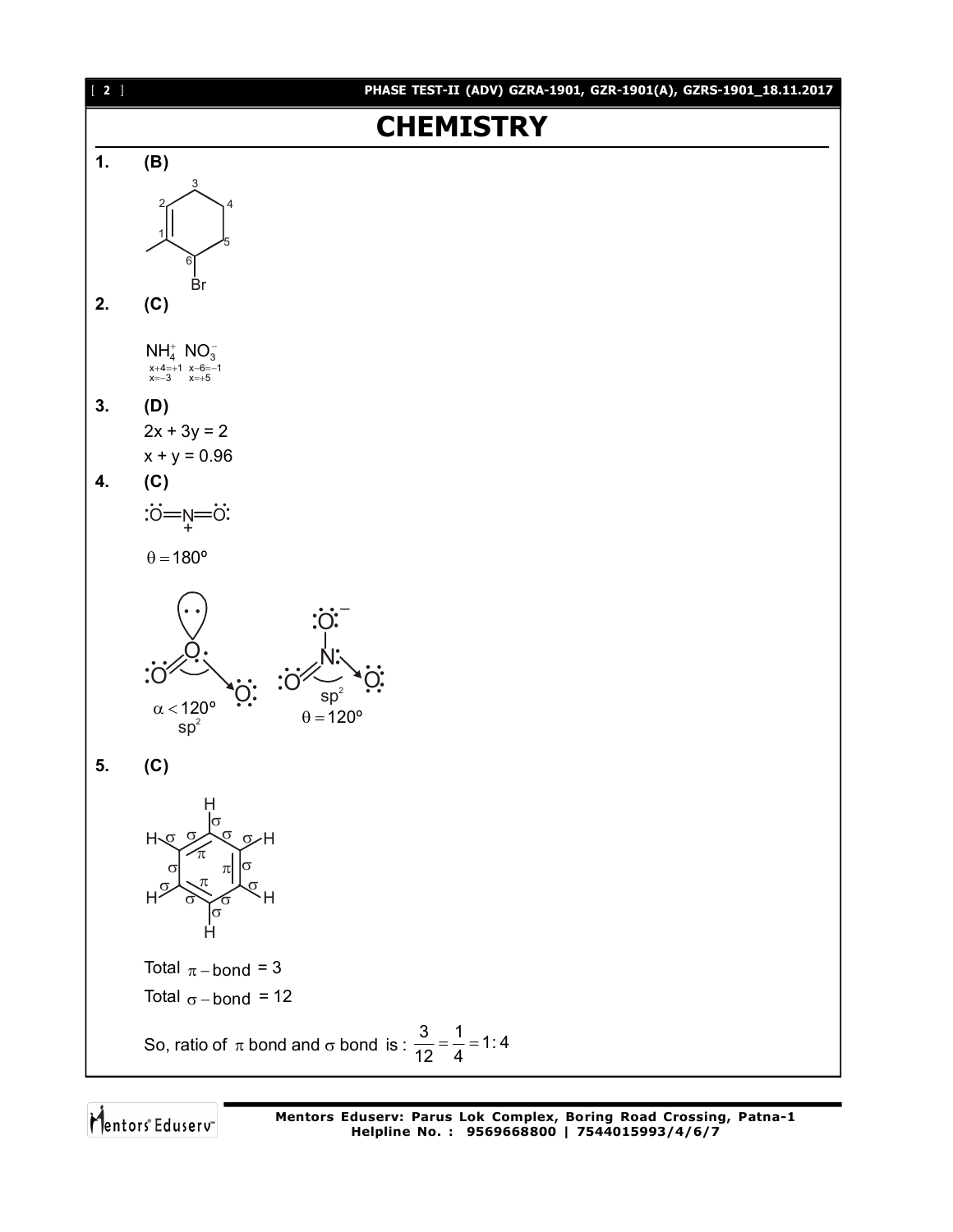# CHEMISTRY

**1. (B)**

(Structure: cyclohexene ring numbered 1–6, methyl at C1, double bond C1=C2, Br at C6)

**2. (C)**

$$\underset{\substack{x+4=+1 \\ x=-3}}{NH_4^+} \quad \underset{\substack{x-6=-1 \\ x=+5}}{NO_3^-}$$

**3. (D)**

$2x + 3y = 2$

$x + y = 0.96$

**4. (C)**

$:\ddot{O}=\overset{+}{N}=\ddot{O}:$

$\theta = 180°$

$O_3$: $\alpha < 120°$, $sp^2$ $\qquad$ $NO_3^-$: $sp^2$, $\theta = 120°$

**5. (C)**

(Structure: benzene with all σ and π bonds labelled)

Total $\pi-$bond = 3

Total $\sigma-$bond = 12

So, ratio of $\pi$ bond and $\sigma$ bond is : $\frac{3}{12} = \frac{1}{4} = 1:4$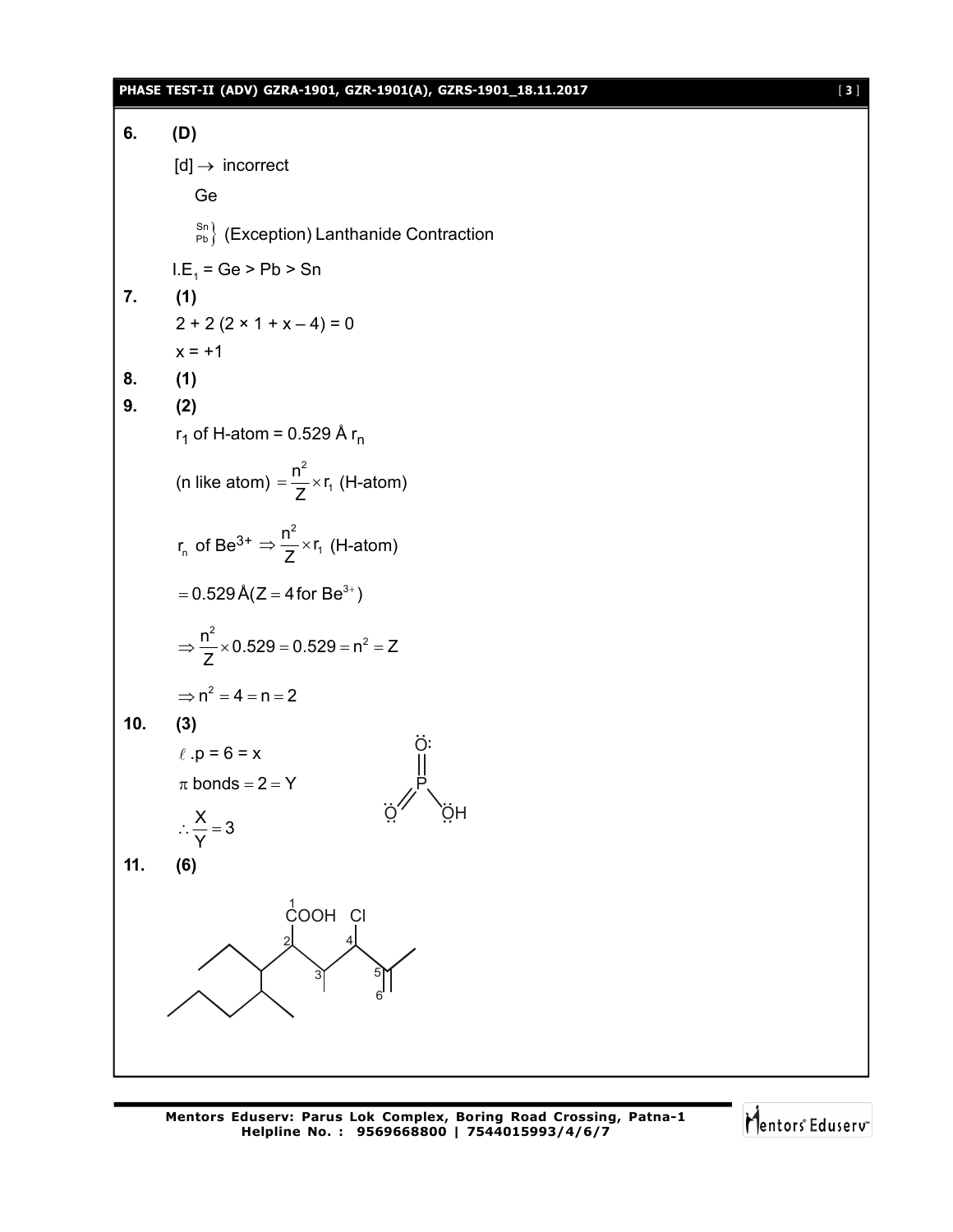**6. (D)**

[d] → incorrect

Ge

Sn, Pb } (Exception) Lanthanide Contraction

$I.E_1$ = Ge > Pb > Sn

**7. (1)**

2 + 2 (2 × 1 + x – 4) = 0

x = +1

**8. (1)**

**9. (2)**

$r_1$ of H-atom = 0.529 Å $r_n$

(n like atom) $= \frac{n^2}{Z} \times r_1$ (H-atom)

$r_n$ of $Be^{3+} \Rightarrow \frac{n^2}{Z} \times r_1$ (H-atom)

$= 0.529\,\text{Å}(Z = 4\text{ for }Be^{3+})$

$\Rightarrow \frac{n^2}{Z} \times 0.529 = 0.529 = n^2 = Z$

$\Rightarrow n^2 = 4 = n = 2$

**10. (3)**

$\ell$.p = 6 = x

$\pi$ bonds = 2 = Y

$\therefore \frac{X}{Y} = 3$

**11. (6)**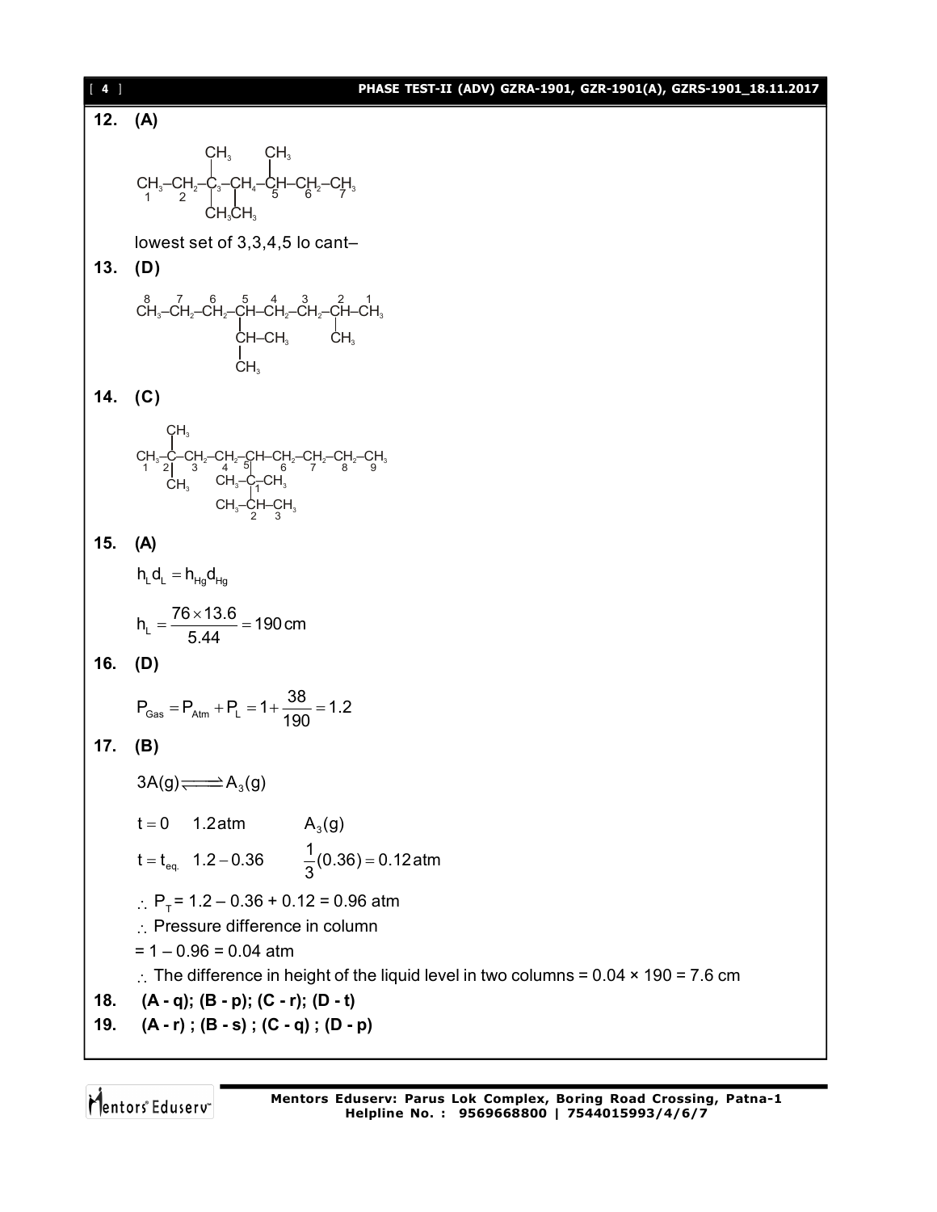**12. (A)**

```
          CH3      CH3
          |        |
CH3–CH2–C3–CH4–CH–CH2–CH3
 1    2   |   |   5   6   7
          CH3CH3
```

lowest set of 3,3,4,5 lo cant–

**13. (D)**

```
 8    7    6    5    4    3    2   1
CH3–CH2–CH2–CH–CH2–CH2–CH–CH3
             |             |
             CH–CH3        CH3
             |
             CH3
```

**14. (C)**

```
     CH3
     |
CH3–C–CH2–CH2–CH–CH2–CH2–CH2–CH3
 1  2|   3    4  5|   6    7    8    9
     CH3    CH3–C–CH3
                 |1
            CH3–CH–CH3
                 2   3
```

**15. (A)**

$$h_L d_L = h_{Hg} d_{Hg}$$

$$h_L = \frac{76 \times 13.6}{5.44} = 190\,\text{cm}$$

**16. (D)**

$$P_{Gas} = P_{Atm} + P_L = 1 + \frac{38}{190} = 1.2$$

**17. (B)**

$$3A(g) \rightleftharpoons A_3(g)$$

$t = 0 \quad 1.2\,\text{atm} \qquad A_3(g)$

$t = t_{eq.} \quad 1.2 - 0.36 \qquad \frac{1}{3}(0.36) = 0.12\,\text{atm}$

$\therefore$ $P_T$ = 1.2 – 0.36 + 0.12 = 0.96 atm

$\therefore$ Pressure difference in column

= 1 – 0.96 = 0.04 atm

$\therefore$ The difference in height of the liquid level in two columns = 0.04 × 190 = 7.6 cm

**18. (A - q); (B - p); (C - r); (D - t)**

**19. (A - r) ; (B - s) ; (C - q) ; (D - p)**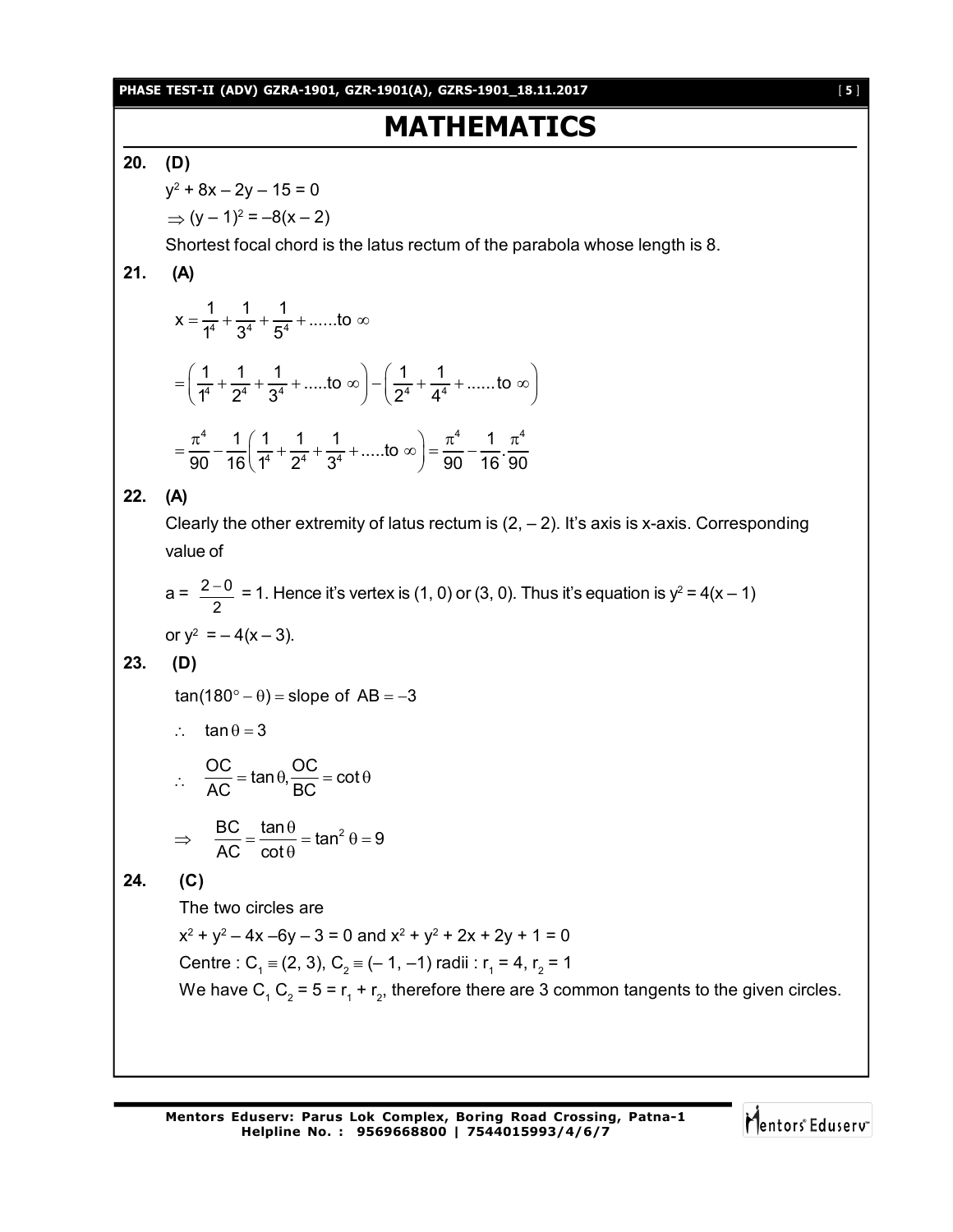# MATHEMATICS

**20. (D)**

$y^2 + 8x - 2y - 15 = 0$

$\Rightarrow (y - 1)^2 = -8(x - 2)$

Shortest focal chord is the latus rectum of the parabola whose length is 8.

**21. (A)**

$$x = \frac{1}{1^4} + \frac{1}{3^4} + \frac{1}{5^4} + ......\text{to } \infty$$

$$= \left(\frac{1}{1^4} + \frac{1}{2^4} + \frac{1}{3^4} + .....\text{to } \infty\right) - \left(\frac{1}{2^4} + \frac{1}{4^4} + ......\text{to } \infty\right)$$

$$= \frac{\pi^4}{90} - \frac{1}{16}\left(\frac{1}{1^4} + \frac{1}{2^4} + \frac{1}{3^4} + .....\text{to } \infty\right) = \frac{\pi^4}{90} - \frac{1}{16}.\frac{\pi^4}{90}$$

**22. (A)**

Clearly the other extremity of latus rectum is $(2, -2)$. It's axis is x-axis. Corresponding value of

a = $\frac{2-0}{2}$ = 1. Hence it's vertex is (1, 0) or (3, 0). Thus it's equation is $y^2 = 4(x - 1)$

or $y^2 = -4(x - 3)$.

**23. (D)**

$\tan(180^\circ - \theta) = \text{slope of AB} = -3$

$\therefore \quad \tan\theta = 3$

$\therefore \quad \frac{OC}{AC} = \tan\theta, \frac{OC}{BC} = \cot\theta$

$\Rightarrow \quad \frac{BC}{AC} = \frac{\tan\theta}{\cot\theta} = \tan^2\theta = 9$

**24. (C)**

The two circles are

$x^2 + y^2 - 4x - 6y - 3 = 0$ and $x^2 + y^2 + 2x + 2y + 1 = 0$

Centre : $C_1 \equiv (2, 3)$, $C_2 \equiv (-1, -1)$ radii : $r_1 = 4$, $r_2 = 1$

We have $C_1 C_2 = 5 = r_1 + r_2$, therefore there are 3 common tangents to the given circles.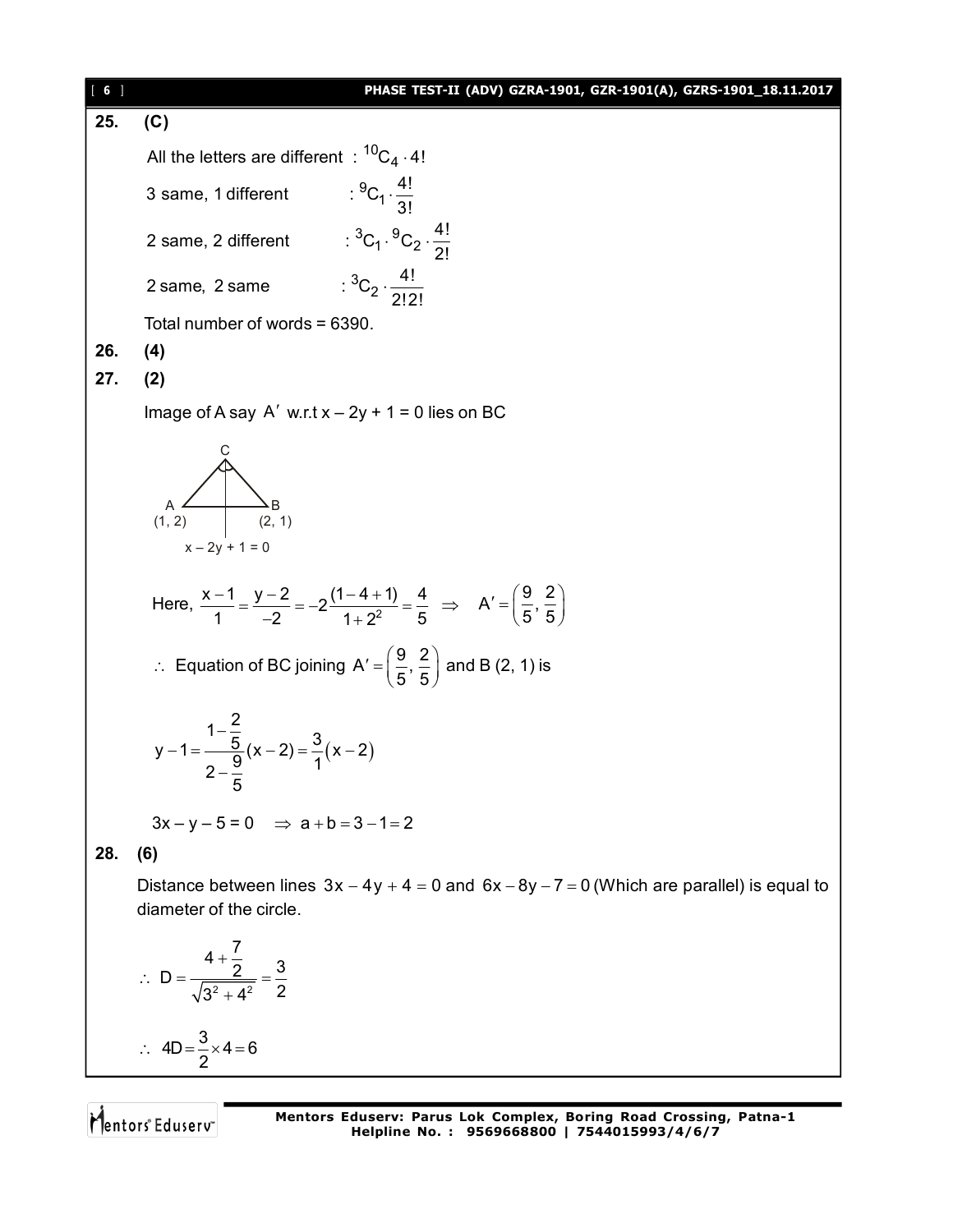**25. (C)**

All the letters are different : ${}^{10}C_4 \cdot 4!$

3 same, 1 different : ${}^{9}C_1 \cdot \frac{4!}{3!}$

2 same, 2 different : ${}^{3}C_1 \cdot {}^{9}C_2 \cdot \frac{4!}{2!}$

2 same, 2 same : ${}^{3}C_2 \cdot \frac{4!}{2!2!}$

Total number of words = 6390.

**26. (4)**

**27. (2)**

Image of A say $A'$ w.r.t $x - 2y + 1 = 0$ lies on BC

C

A (1, 2) B (2, 1)

$x - 2y + 1 = 0$

Here, $\frac{x-1}{1} = \frac{y-2}{-2} = -2\frac{(1-4+1)}{1+2^2} = \frac{4}{5} \Rightarrow A' = \left(\frac{9}{5}, \frac{2}{5}\right)$

$\therefore$ Equation of BC joining $A' = \left(\frac{9}{5}, \frac{2}{5}\right)$ and B (2, 1) is

$$y - 1 = \frac{1 - \frac{2}{5}}{2 - \frac{9}{5}}(x - 2) = \frac{3}{1}(x - 2)$$

$3x - y - 5 = 0 \quad \Rightarrow a + b = 3 - 1 = 2$

**28. (6)**

Distance between lines $3x - 4y + 4 = 0$ and $6x - 8y - 7 = 0$ (Which are parallel) is equal to diameter of the circle.

$$\therefore D = \frac{4 + \frac{7}{2}}{\sqrt{3^2 + 4^2}} = \frac{3}{2}$$

$$\therefore 4D = \frac{3}{2} \times 4 = 6$$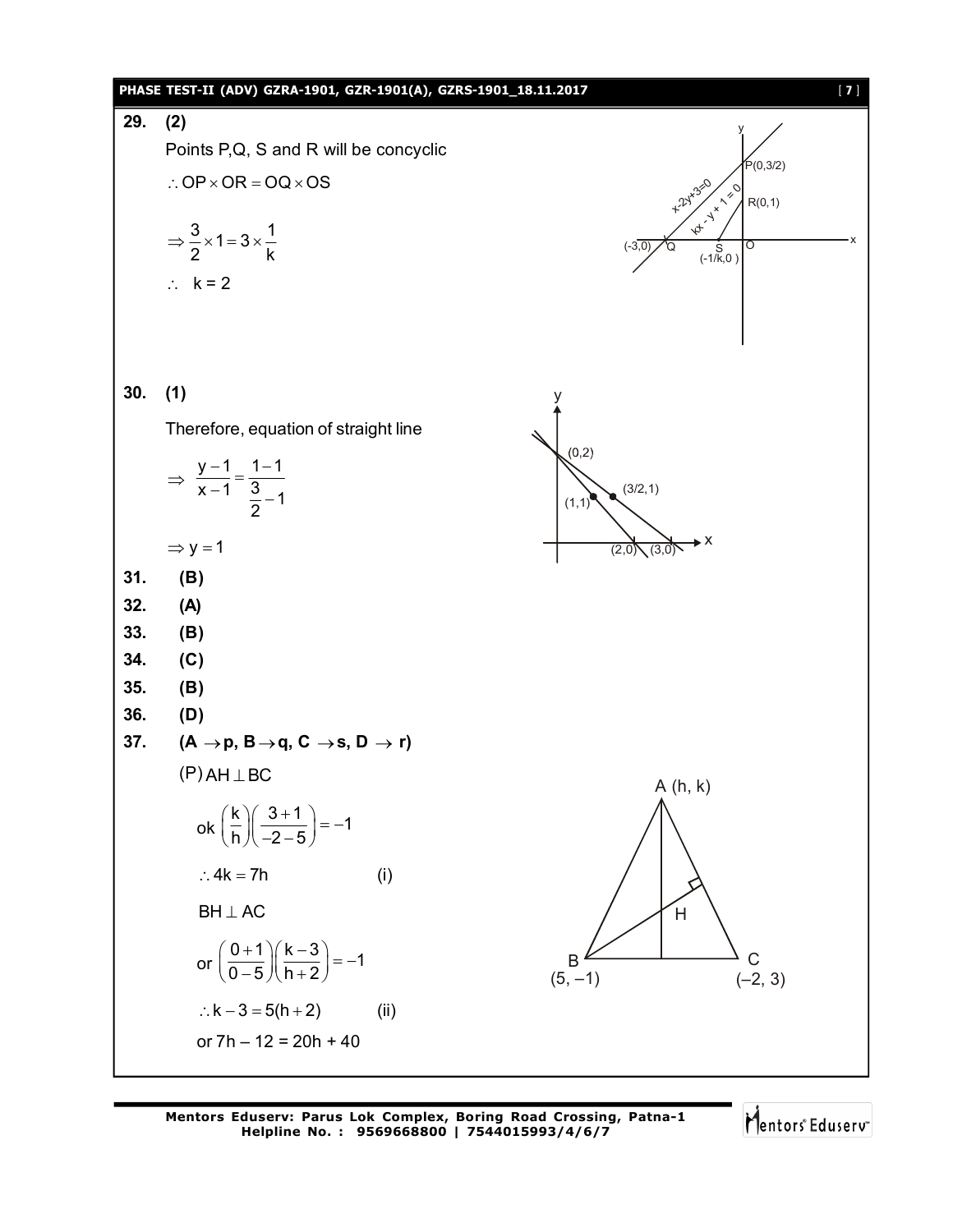**29. (2)**

Points P,Q, S and R will be concyclic

$\therefore OP \times OR = OQ \times OS$

$\Rightarrow \frac{3}{2} \times 1 = 3 \times \frac{1}{k}$

$\therefore \; k = 2$

**30. (1)**

Therefore, equation of straight line

$\Rightarrow \; \frac{y-1}{x-1} = \frac{1-1}{\frac{3}{2}-1}$

$\Rightarrow y = 1$

**31. (B)**

**32. (A)**

**33. (B)**

**34. (C)**

**35. (B)**

**36. (D)**

**37. (A → p, B → q, C → s, D → r)**

(P) $AH \perp BC$

ok $\left(\frac{k}{h}\right)\left(\frac{3+1}{-2-5}\right) = -1$

$\therefore 4k = 7h$ (i)

$BH \perp AC$

or $\left(\frac{0+1}{0-5}\right)\left(\frac{k-3}{h+2}\right) = -1$

$\therefore k - 3 = 5(h+2)$ (ii)

or $7h - 12 = 20h + 40$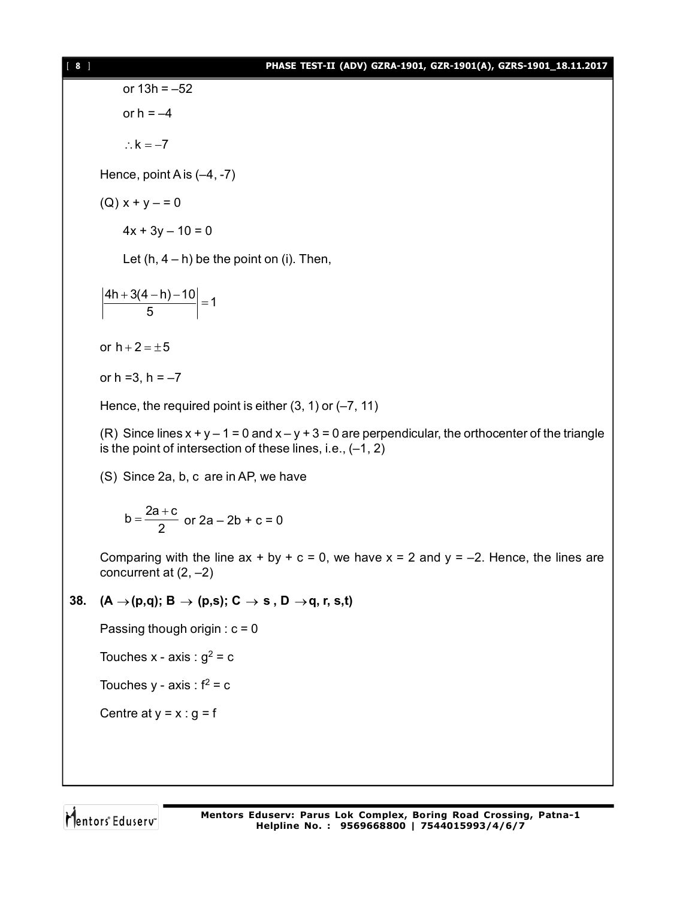or $13h = -52$

or $h = -4$

$\therefore k = -7$

Hence, point A is $(-4, -7)$

(Q) $x + y - = 0$

$4x + 3y - 10 = 0$

Let $(h, 4 - h)$ be the point on (i). Then,

$$\left|\frac{4h + 3(4-h) - 10}{5}\right| = 1$$

or $h + 2 = \pm 5$

or $h = 3$, $h = -7$

Hence, the required point is either $(3, 1)$ or $(-7, 11)$

(R) Since lines $x + y - 1 = 0$ and $x - y + 3 = 0$ are perpendicular, the orthocenter of the triangle is the point of intersection of these lines, i.e., $(-1, 2)$

(S) Since $2a$, $b$, $c$ are in AP, we have

$$b = \frac{2a + c}{2} \text{ or } 2a - 2b + c = 0$$

Comparing with the line $ax + by + c = 0$, we have $x = 2$ and $y = -2$. Hence, the lines are concurrent at $(2, -2)$

**38. $(A \rightarrow (p,q); B \rightarrow (p,s); C \rightarrow s, D \rightarrow q, r, s, t)$**

Passing though origin : $c = 0$

Touches x - axis : $g^2 = c$

Touches y - axis : $f^2 = c$

Centre at $y = x$ : $g = f$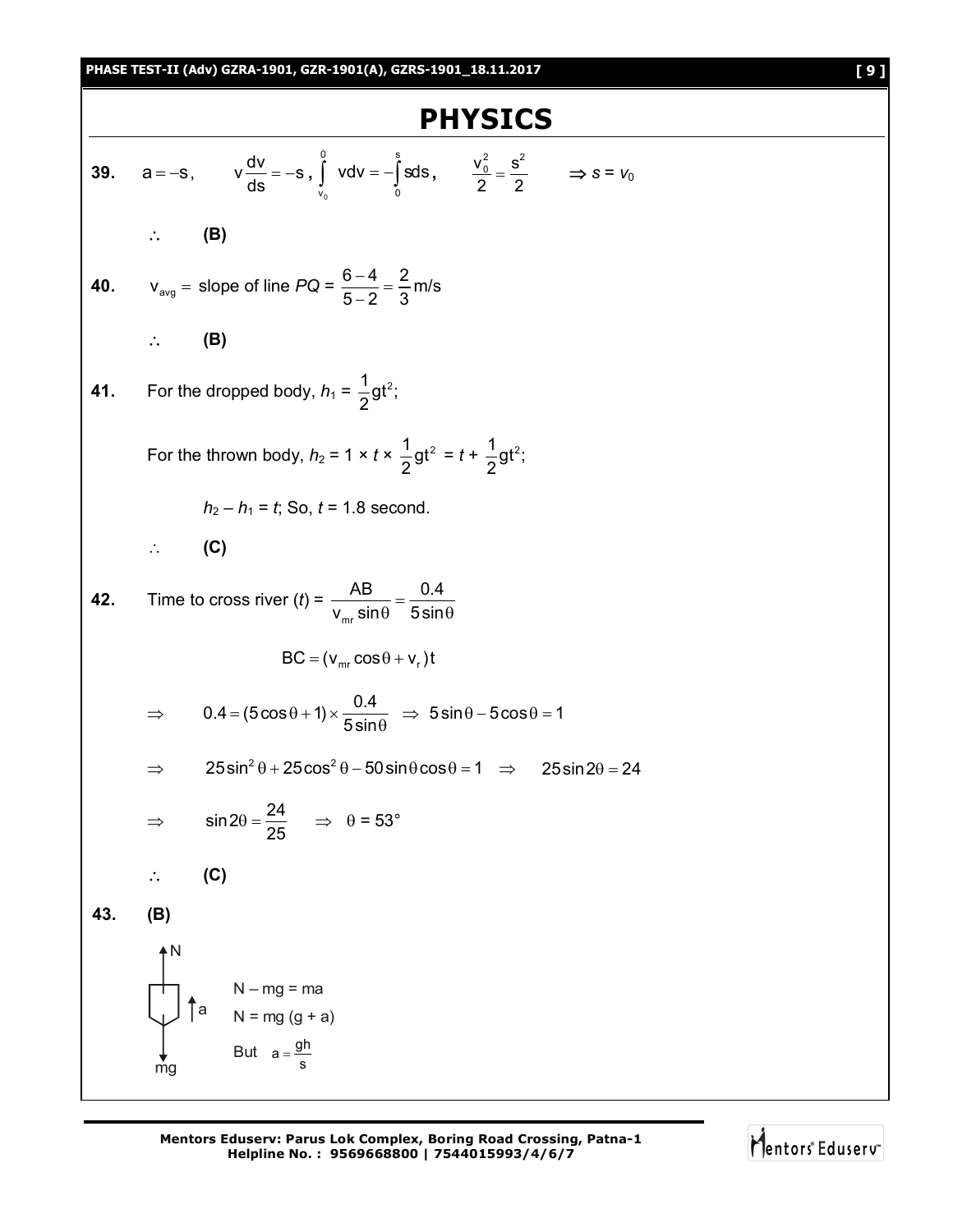# PHYSICS

**39.** $a = -s$, $\quad v\dfrac{dv}{ds} = -s$, $\displaystyle\int_{v_0}^{0} v dv = -\int_{0}^{s} s ds$, $\quad \dfrac{v_0^2}{2} = \dfrac{s^2}{2} \quad \Rightarrow s = v_0$

$\therefore$ **(B)**

**40.** $v_{avg} =$ slope of line $PQ = \dfrac{6-4}{5-2} = \dfrac{2}{3}$ m/s

$\therefore$ **(B)**

**41.** For the dropped body, $h_1 = \dfrac{1}{2}gt^2$;

For the thrown body, $h_2 = 1 \times t \times \dfrac{1}{2}gt^2 = t + \dfrac{1}{2}gt^2$;

$h_2 - h_1 = t$; So, $t = 1.8$ second.

$\therefore$ **(C)**

**42.** Time to cross river ($t$) $= \dfrac{AB}{v_{mr}\sin\theta} = \dfrac{0.4}{5\sin\theta}$

$$BC = (v_{mr}\cos\theta + v_r)t$$

$\Rightarrow \quad 0.4 = (5\cos\theta + 1) \times \dfrac{0.4}{5\sin\theta} \quad \Rightarrow \quad 5\sin\theta - 5\cos\theta = 1$

$\Rightarrow \quad 25\sin^2\theta + 25\cos^2\theta - 50\sin\theta\cos\theta = 1 \quad \Rightarrow \quad 25\sin 2\theta = 24$

$\Rightarrow \quad \sin 2\theta = \dfrac{24}{25} \quad \Rightarrow \quad \theta = 53°$

$\therefore$ **(C)**

**43.** **(B)**

N

a

mg

$N - mg = ma$

$N = mg(g + a)$

But $\quad a = \dfrac{gh}{s}$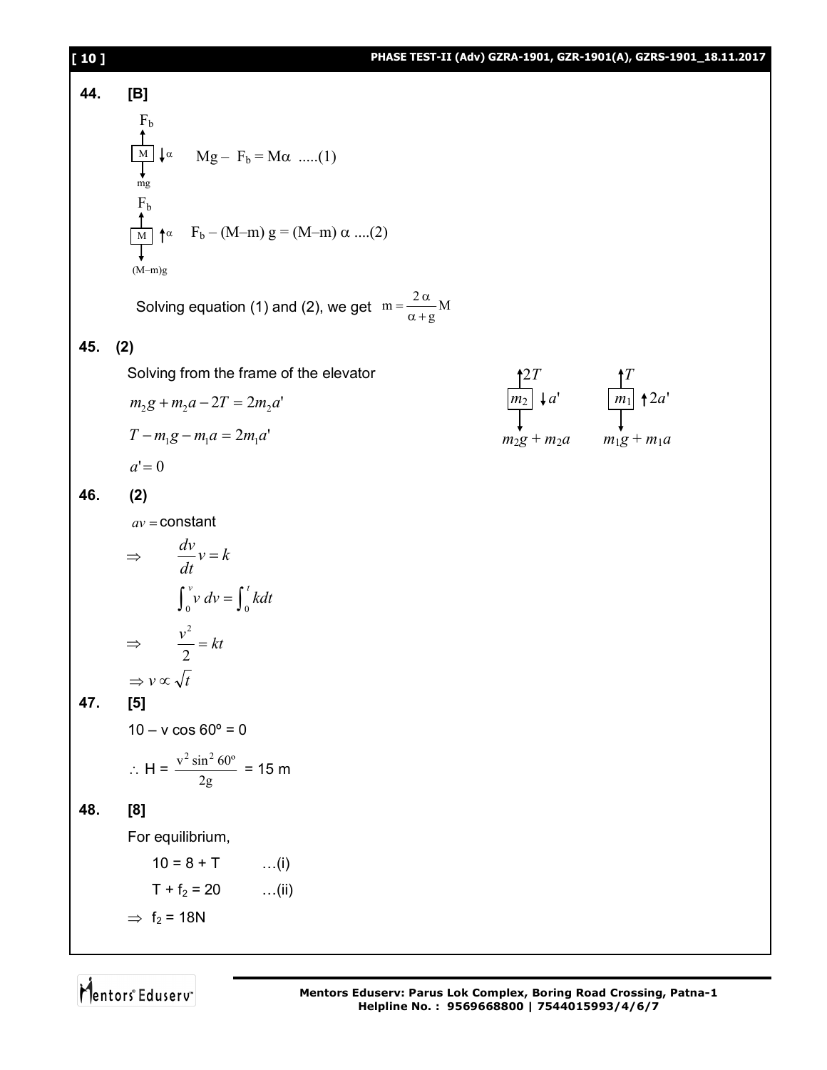**44. [B]**

$F_b$

M ↓$\alpha$  $Mg - F_b = M\alpha$ .....(1)

mg

$F_b$

M ↑$\alpha$  $F_b - (M-m)g = (M-m)\alpha$ ....(2)

(M–m)g

Solving equation (1) and (2), we get $m = \frac{2\alpha}{\alpha + g} M$

**45. (2)**

Solving from the frame of the elevator

$$m_2 g + m_2 a - 2T = 2m_2 a'$$

$$T - m_1 g - m_1 a = 2m_1 a'$$

$$a' = 0$$

↑$2T$ $m_2$ ↓$a'$ ; $m_2 g + m_2 a$

↑$T$ $m_1$ ↑$2a'$ ; $m_1 g + m_1 a$

**46. (2)**

$av =$ constant

$$\Rightarrow \quad \frac{dv}{dt} v = k$$

$$\int_0^v v\, dv = \int_0^t k dt$$

$$\Rightarrow \quad \frac{v^2}{2} = kt$$

$$\Rightarrow v \propto \sqrt{t}$$

**47. [5]**

$10 - v \cos 60^\circ = 0$

$\therefore H = \frac{v^2 \sin^2 60^\circ}{2g} = 15$ m

**48. [8]**

For equilibrium,

$10 = 8 + T$ …(i)

$T + f_2 = 20$ …(ii)

$\Rightarrow f_2 = 18N$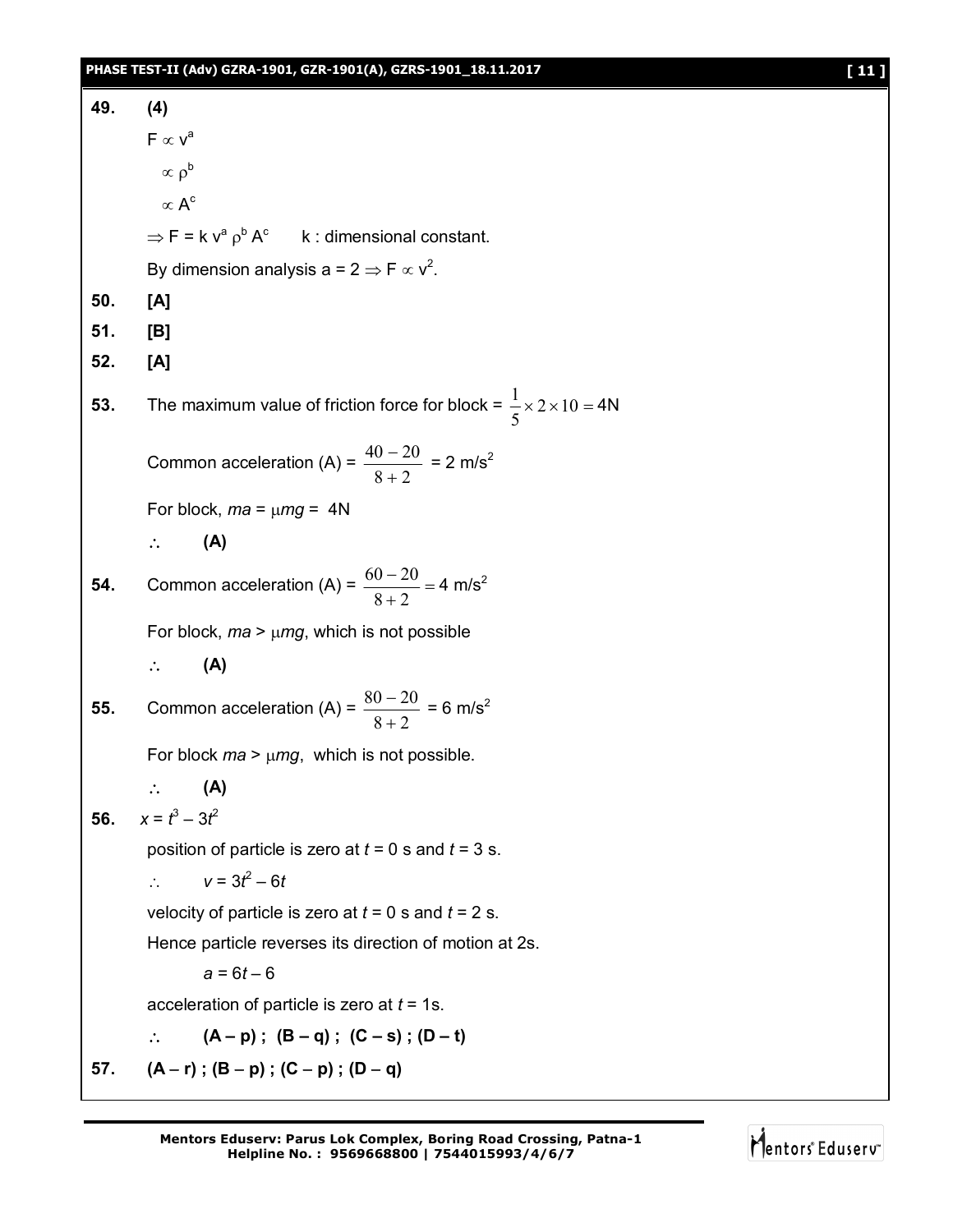**49.** **(4)**

$F \propto v^a$

$\propto \rho^b$

$\propto A^c$

$\Rightarrow F = k\, v^a\, \rho^b\, A^c$ k : dimensional constant.

By dimension analysis $a = 2 \Rightarrow F \propto v^2$.

**50.** **[A]**

**51.** **[B]**

**52.** **[A]**

**53.** The maximum value of friction force for block = $\frac{1}{5} \times 2 \times 10 = 4\text{N}$

Common acceleration (A) = $\frac{40-20}{8+2}$ = 2 m/s$^2$

For block, $ma = \mu mg$ = 4N

$\therefore$ **(A)**

**54.** Common acceleration (A) = $\frac{60-20}{8+2} = 4$ m/s$^2$

For block, $ma > \mu mg$, which is not possible

$\therefore$ **(A)**

**55.** Common acceleration (A) = $\frac{80-20}{8+2}$ = 6 m/s$^2$

For block $ma > \mu mg$, which is not possible.

$\therefore$ **(A)**

**56.** $x = t^3 - 3t^2$

position of particle is zero at $t = 0$ s and $t = 3$ s.

$\therefore$ $v = 3t^2 - 6t$

velocity of particle is zero at $t = 0$ s and $t = 2$ s.

Hence particle reverses its direction of motion at 2s.

$a = 6t - 6$

acceleration of particle is zero at $t = 1$s.

$\therefore$ **(A – p) ; (B – q) ; (C – s) ; (D – t)**

**57.** **(A – r) ; (B – p) ; (C – p) ; (D – q)**